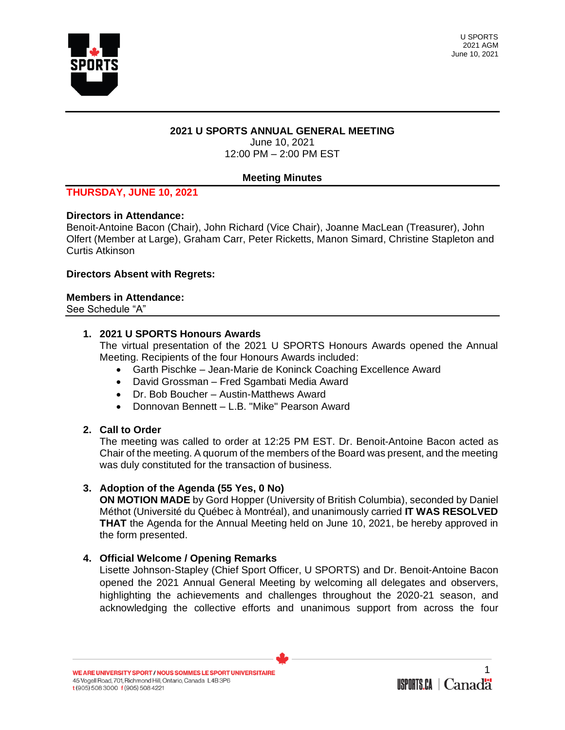## 2021 U SPORTS ANNUAL GENERAL MEETING

June 10, 2021
12:00 PM – 2:00 PM EST

### Meeting Minutes

**THURSDAY, JUNE 10, 2021**

**Directors in Attendance:**
Benoit-Antoine Bacon (Chair), John Richard (Vice Chair), Joanne MacLean (Treasurer), John Olfert (Member at Large), Graham Carr, Peter Ricketts, Manon Simard, Christine Stapleton and Curtis Atkinson

**Directors Absent with Regrets:**

**Members in Attendance:**
See Schedule "A"

1. **2021 U SPORTS Honours Awards**
   The virtual presentation of the 2021 U SPORTS Honours Awards opened the Annual Meeting. Recipients of the four Honours Awards included:
   - Garth Pischke – Jean-Marie de Koninck Coaching Excellence Award
   - David Grossman – Fred Sgambati Media Award
   - Dr. Bob Boucher – Austin-Matthews Award
   - Donnovan Bennett – L.B. "Mike" Pearson Award

2. **Call to Order**
   The meeting was called to order at 12:25 PM EST. Dr. Benoit-Antoine Bacon acted as Chair of the meeting. A quorum of the members of the Board was present, and the meeting was duly constituted for the transaction of business.

3. **Adoption of the Agenda (55 Yes, 0 No)**
   **ON MOTION MADE** by Gord Hopper (University of British Columbia), seconded by Daniel Méthot (Université du Québec à Montréal), and unanimously carried **IT WAS RESOLVED THAT** the Agenda for the Annual Meeting held on June 10, 2021, be hereby approved in the form presented.

4. **Official Welcome / Opening Remarks**
   Lisette Johnson-Stapley (Chief Sport Officer, U SPORTS) and Dr. Benoit-Antoine Bacon opened the 2021 Annual General Meeting by welcoming all delegates and observers, highlighting the achievements and challenges throughout the 2020-21 season, and acknowledging the collective efforts and unanimous support from across the four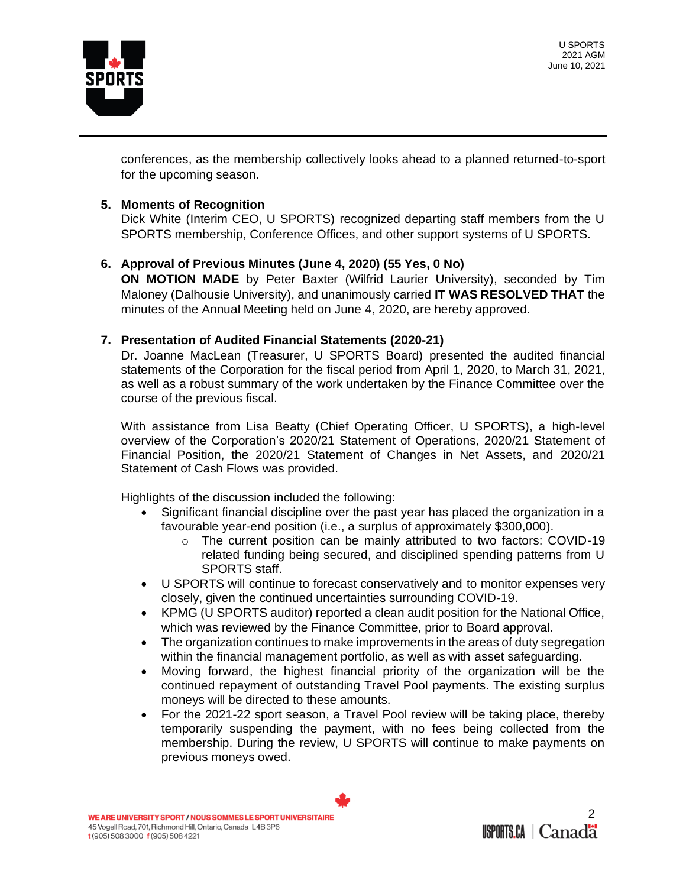conferences, as the membership collectively looks ahead to a planned returned-to-sport for the upcoming season.

5. **Moments of Recognition**
   Dick White (Interim CEO, U SPORTS) recognized departing staff members from the U SPORTS membership, Conference Offices, and other support systems of U SPORTS.

6. **Approval of Previous Minutes (June 4, 2020) (55 Yes, 0 No)**
   **ON MOTION MADE** by Peter Baxter (Wilfrid Laurier University), seconded by Tim Maloney (Dalhousie University), and unanimously carried **IT WAS RESOLVED THAT** the minutes of the Annual Meeting held on June 4, 2020, are hereby approved.

7. **Presentation of Audited Financial Statements (2020-21)**
   Dr. Joanne MacLean (Treasurer, U SPORTS Board) presented the audited financial statements of the Corporation for the fiscal period from April 1, 2020, to March 31, 2021, as well as a robust summary of the work undertaken by the Finance Committee over the course of the previous fiscal.

   With assistance from Lisa Beatty (Chief Operating Officer, U SPORTS), a high-level overview of the Corporation's 2020/21 Statement of Operations, 2020/21 Statement of Financial Position, the 2020/21 Statement of Changes in Net Assets, and 2020/21 Statement of Cash Flows was provided.

   Highlights of the discussion included the following:
   - Significant financial discipline over the past year has placed the organization in a favourable year-end position (i.e., a surplus of approximately $300,000).
     - The current position can be mainly attributed to two factors: COVID-19 related funding being secured, and disciplined spending patterns from U SPORTS staff.
   - U SPORTS will continue to forecast conservatively and to monitor expenses very closely, given the continued uncertainties surrounding COVID-19.
   - KPMG (U SPORTS auditor) reported a clean audit position for the National Office, which was reviewed by the Finance Committee, prior to Board approval.
   - The organization continues to make improvements in the areas of duty segregation within the financial management portfolio, as well as with asset safeguarding.
   - Moving forward, the highest financial priority of the organization will be the continued repayment of outstanding Travel Pool payments. The existing surplus moneys will be directed to these amounts.
   - For the 2021-22 sport season, a Travel Pool review will be taking place, thereby temporarily suspending the payment, with no fees being collected from the membership. During the review, U SPORTS will continue to make payments on previous moneys owed.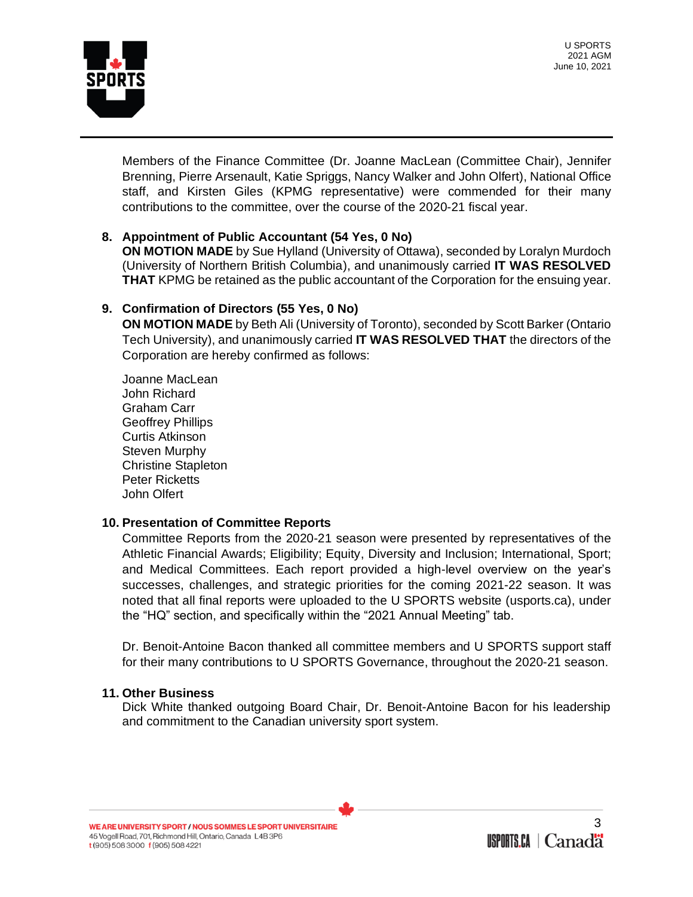Members of the Finance Committee (Dr. Joanne MacLean (Committee Chair), Jennifer Brenning, Pierre Arsenault, Katie Spriggs, Nancy Walker and John Olfert), National Office staff, and Kirsten Giles (KPMG representative) were commended for their many contributions to the committee, over the course of the 2020-21 fiscal year.

**8. Appointment of Public Accountant (54 Yes, 0 No)**

**ON MOTION MADE** by Sue Hylland (University of Ottawa), seconded by Loralyn Murdoch (University of Northern British Columbia), and unanimously carried **IT WAS RESOLVED THAT** KPMG be retained as the public accountant of the Corporation for the ensuing year.

**9. Confirmation of Directors (55 Yes, 0 No)**

**ON MOTION MADE** by Beth Ali (University of Toronto), seconded by Scott Barker (Ontario Tech University), and unanimously carried **IT WAS RESOLVED THAT** the directors of the Corporation are hereby confirmed as follows:

Joanne MacLean
John Richard
Graham Carr
Geoffrey Phillips
Curtis Atkinson
Steven Murphy
Christine Stapleton
Peter Ricketts
John Olfert

**10. Presentation of Committee Reports**

Committee Reports from the 2020-21 season were presented by representatives of the Athletic Financial Awards; Eligibility; Equity, Diversity and Inclusion; International, Sport; and Medical Committees. Each report provided a high-level overview on the year's successes, challenges, and strategic priorities for the coming 2021-22 season. It was noted that all final reports were uploaded to the U SPORTS website (usports.ca), under the "HQ" section, and specifically within the "2021 Annual Meeting" tab.

Dr. Benoit-Antoine Bacon thanked all committee members and U SPORTS support staff for their many contributions to U SPORTS Governance, throughout the 2020-21 season.

**11. Other Business**

Dick White thanked outgoing Board Chair, Dr. Benoit-Antoine Bacon for his leadership and commitment to the Canadian university sport system.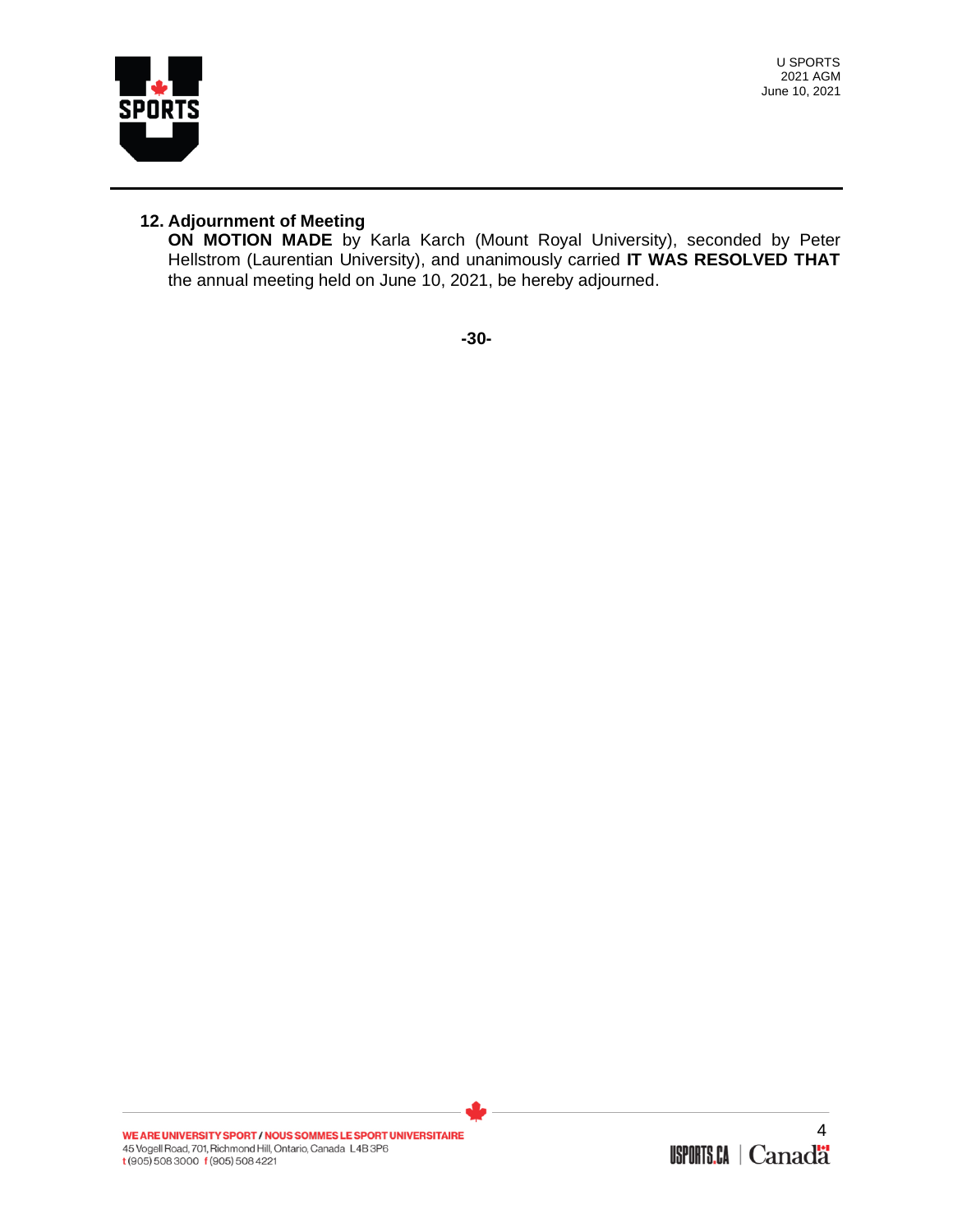## 12. Adjournment of Meeting

**ON MOTION MADE** by Karla Karch (Mount Royal University), seconded by Peter Hellstrom (Laurentian University), and unanimously carried **IT WAS RESOLVED THAT** the annual meeting held on June 10, 2021, be hereby adjourned.

**-30-**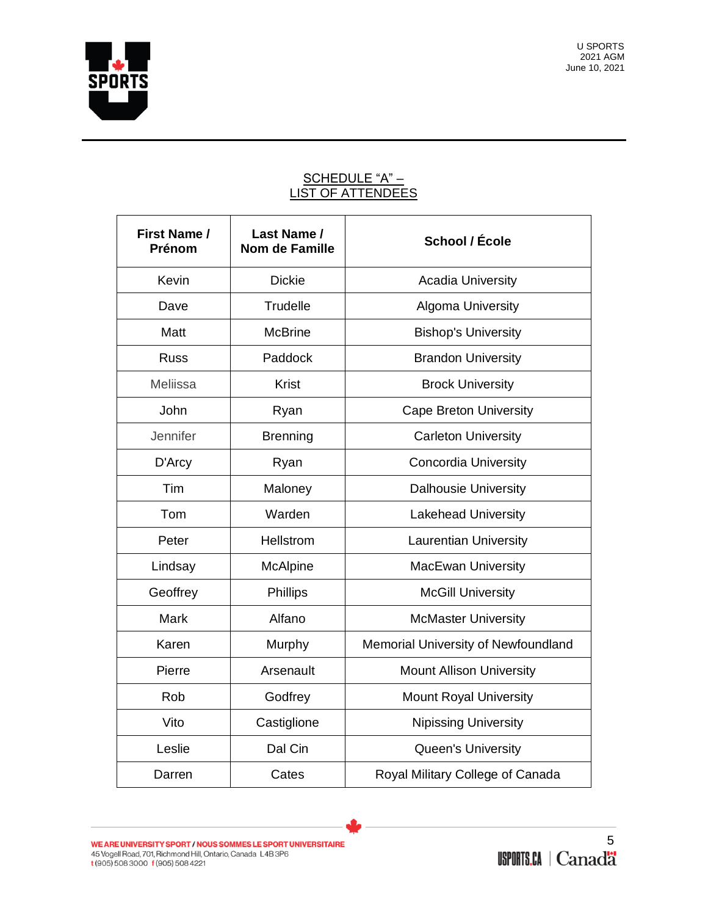SCHEDULE "A" –
LIST OF ATTENDEES

| First Name / Prénom | Last Name / Nom de Famille | School / École |
|---|---|---|
| Kevin | Dickie | Acadia University |
| Dave | Trudelle | Algoma University |
| Matt | McBrine | Bishop's University |
| Russ | Paddock | Brandon University |
| Meliissa | Krist | Brock University |
| John | Ryan | Cape Breton University |
| Jennifer | Brenning | Carleton University |
| D'Arcy | Ryan | Concordia University |
| Tim | Maloney | Dalhousie University |
| Tom | Warden | Lakehead University |
| Peter | Hellstrom | Laurentian University |
| Lindsay | McAlpine | MacEwan University |
| Geoffrey | Phillips | McGill University |
| Mark | Alfano | McMaster University |
| Karen | Murphy | Memorial University of Newfoundland |
| Pierre | Arsenault | Mount Allison University |
| Rob | Godfrey | Mount Royal University |
| Vito | Castiglione | Nipissing University |
| Leslie | Dal Cin | Queen's University |
| Darren | Cates | Royal Military College of Canada |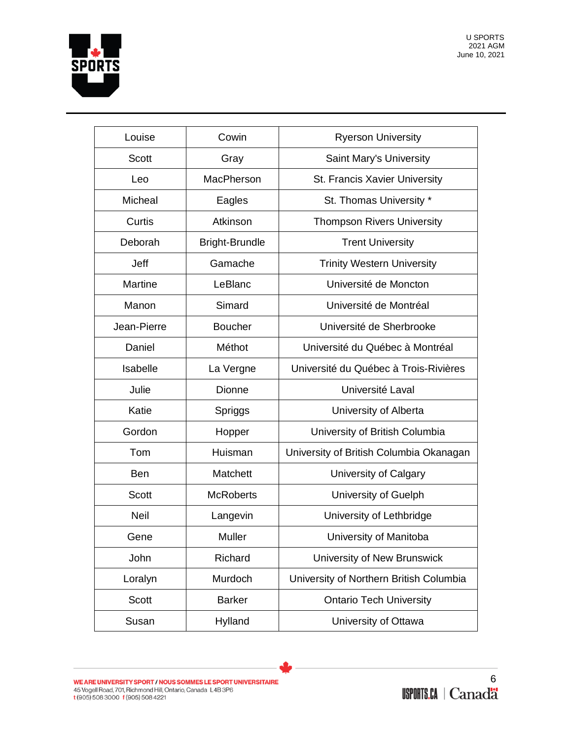| Louise | Cowin | Ryerson University |
|---|---|---|
| Scott | Gray | Saint Mary's University |
| Leo | MacPherson | St. Francis Xavier University |
| Micheal | Eagles | St. Thomas University * |
| Curtis | Atkinson | Thompson Rivers University |
| Deborah | Bright-Brundle | Trent University |
| Jeff | Gamache | Trinity Western University |
| Martine | LeBlanc | Université de Moncton |
| Manon | Simard | Université de Montréal |
| Jean-Pierre | Boucher | Université de Sherbrooke |
| Daniel | Méthot | Université du Québec à Montréal |
| Isabelle | La Vergne | Université du Québec à Trois-Rivières |
| Julie | Dionne | Université Laval |
| Katie | Spriggs | University of Alberta |
| Gordon | Hopper | University of British Columbia |
| Tom | Huisman | University of British Columbia Okanagan |
| Ben | Matchett | University of Calgary |
| Scott | McRoberts | University of Guelph |
| Neil | Langevin | University of Lethbridge |
| Gene | Muller | University of Manitoba |
| John | Richard | University of New Brunswick |
| Loralyn | Murdoch | University of Northern British Columbia |
| Scott | Barker | Ontario Tech University |
| Susan | Hylland | University of Ottawa |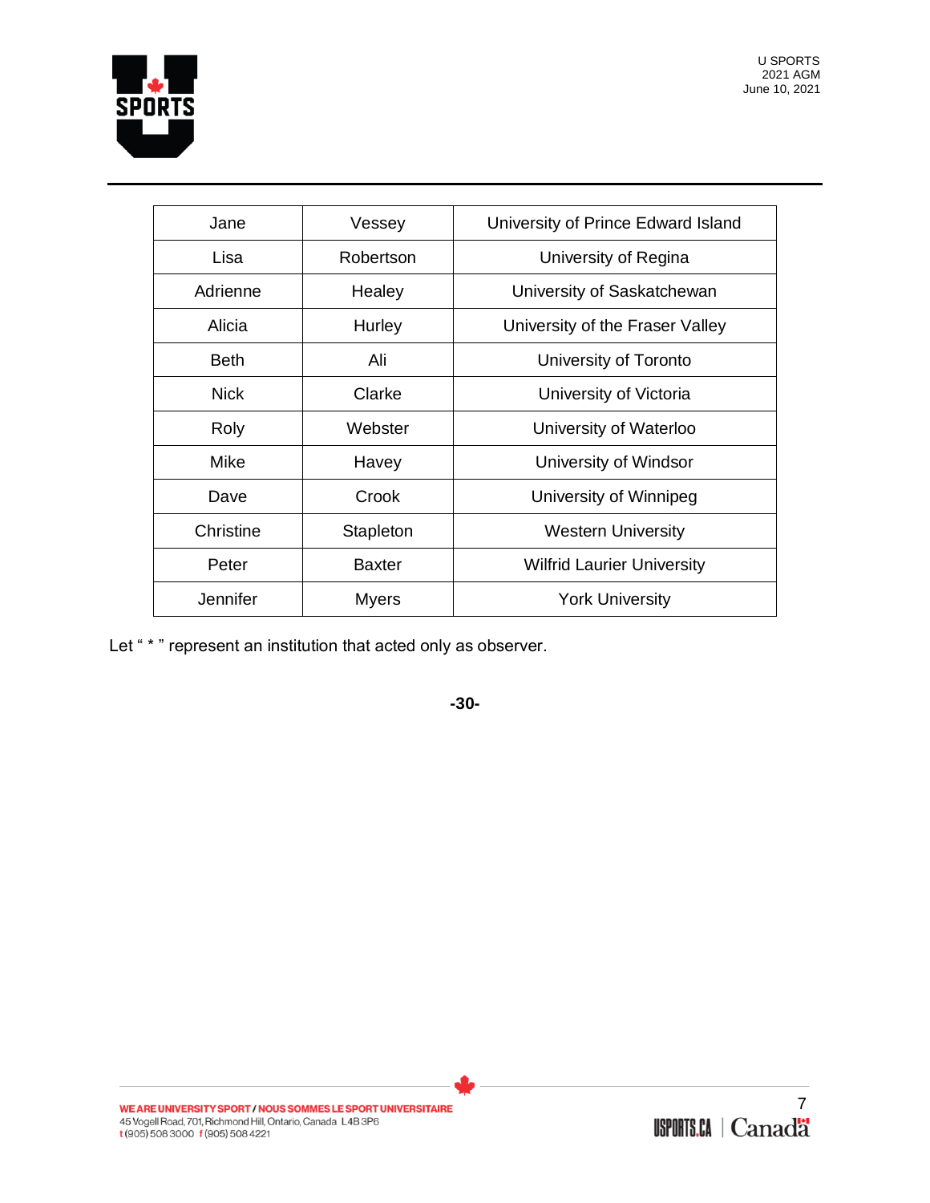| | | |
|---|---|---|
| Jane | Vessey | University of Prince Edward Island |
| Lisa | Robertson | University of Regina |
| Adrienne | Healey | University of Saskatchewan |
| Alicia | Hurley | University of the Fraser Valley |
| Beth | Ali | University of Toronto |
| Nick | Clarke | University of Victoria |
| Roly | Webster | University of Waterloo |
| Mike | Havey | University of Windsor |
| Dave | Crook | University of Winnipeg |
| Christine | Stapleton | Western University |
| Peter | Baxter | Wilfrid Laurier University |
| Jennifer | Myers | York University |

Let " * " represent an institution that acted only as observer.

**-30-**